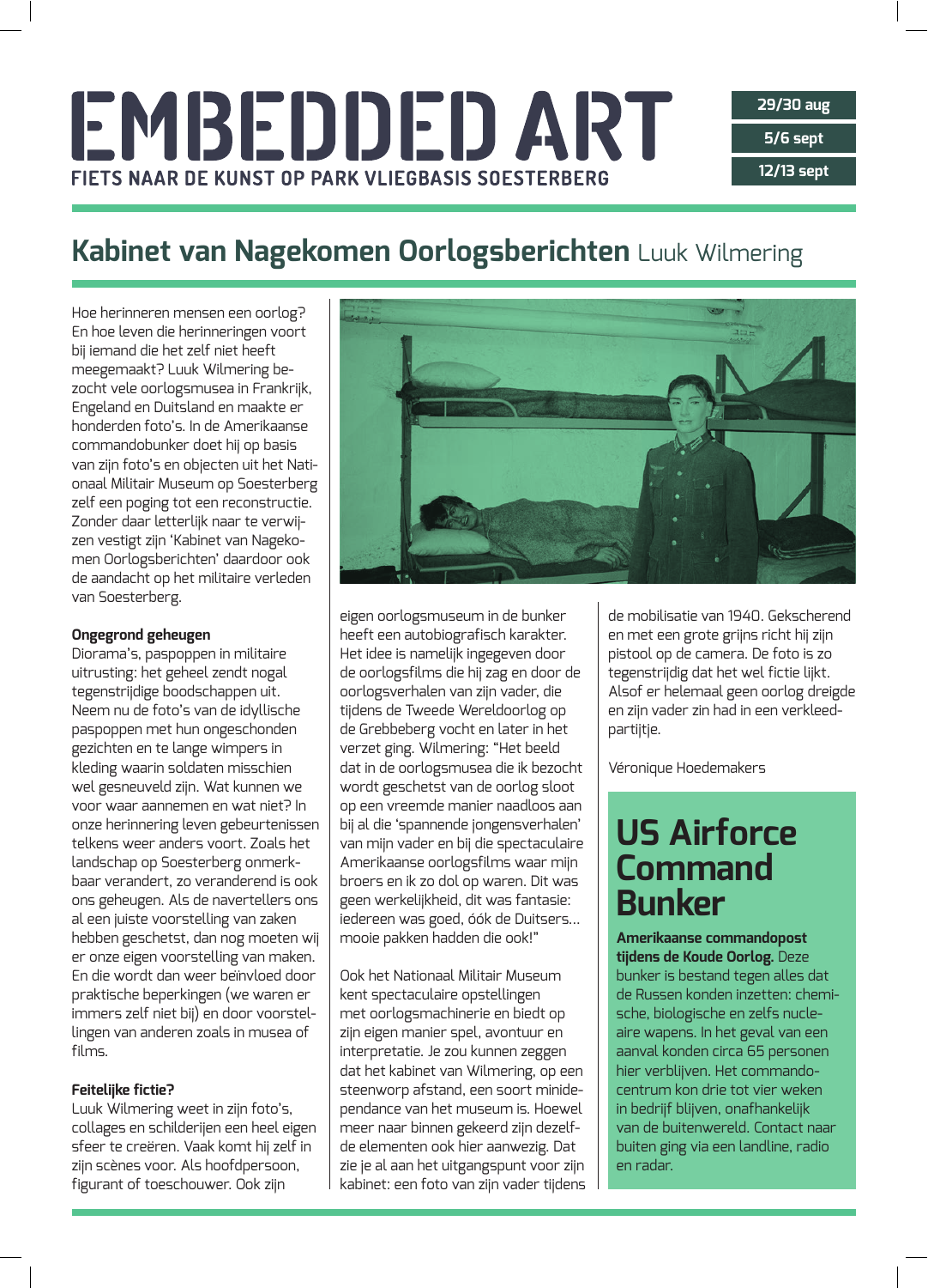# EMBEDDED ART

FIETS NAAR DE KUNST OP PARK VLIEGBASIS SOESTERBERG

**29/30 aug**
**5/6 sept**
**12/13 sept**

## Kabinet van Nagekomen Oorlogsberichten Luuk Wilmering

Hoe herinneren mensen een oorlog? En hoe leven die herinneringen voort bij iemand die het zelf niet heeft meegemaakt? Luuk Wilmering bezocht vele oorlogsmusea in Frankrijk, Engeland en Duitsland en maakte er honderden foto's. In de Amerikaanse commandobunker doet hij op basis van zijn foto's en objecten uit het Nationaal Militair Museum op Soesterberg zelf een poging tot een reconstructie. Zonder daar letterlijk naar te verwijzen vestigt zijn 'Kabinet van Nagekomen Oorlogsberichten' daardoor ook de aandacht op het militaire verleden van Soesterberg.

**Ongegrond geheugen**
Diorama's, paspoppen in militaire uitrusting: het geheel zendt nogal tegenstrijdige boodschappen uit. Neem nu de foto's van de idyllische paspoppen met hun ongeschonden gezichten en te lange wimpers in kleding waarin soldaten misschien wel gesneuveld zijn. Wat kunnen we voor waar aannemen en wat niet? In onze herinnering leven gebeurtenissen telkens weer anders voort. Zoals het landschap op Soesterberg onmerkbaar verandert, zo veranderend is ook ons geheugen. Als de navertellers ons al een juiste voorstelling van zaken hebben geschetst, dan nog moeten wij er onze eigen voorstelling van maken. En die wordt dan weer beïnvloed door praktische beperkingen (we waren er immers zelf niet bij) en door voorstellingen van anderen zoals in musea of films.

**Feitelijke fictie?**
Luuk Wilmering weet in zijn foto's, collages en schilderijen een heel eigen sfeer te creëren. Vaak komt hij zelf in zijn scènes voor. Als hoofdpersoon, figurant of toeschouwer. Ook zijn eigen oorlogsmuseum in de bunker heeft een autobiografisch karakter. Het idee is namelijk ingegeven door de oorlogsfilms die hij zag en door de oorlogsverhalen van zijn vader, die tijdens de Tweede Wereldoorlog op de Grebbeberg vocht en later in het verzet ging. Wilmering: "Het beeld dat in de oorlogsmusea die ik bezocht wordt geschetst van de oorlog sloot op een vreemde manier naadloos aan bij al die 'spannende jongensverhalen' van mijn vader en bij die spectaculaire Amerikaanse oorlogsfilms waar mijn broers en ik zo dol op waren. Dit was geen werkelijkheid, dit was fantasie: iedereen was goed, óók de Duitsers… mooie pakken hadden die ook!"

Ook het Nationaal Militair Museum kent spectaculaire opstellingen met oorlogsmachinerie en biedt op zijn eigen manier spel, avontuur en interpretatie. Je zou kunnen zeggen dat het kabinet van Wilmering, op een steenworp afstand, een soort minidependance van het museum is. Hoewel meer naar binnen gekeerd zijn dezelfde elementen ook hier aanwezig. Dat zie je al aan het uitgangspunt voor zijn kabinet: een foto van zijn vader tijdens de mobilisatie van 1940. Gekscherend en met een grote grijns richt hij zijn pistool op de camera. De foto is zo tegenstrijdig dat het wel fictie lijkt. Alsof er helemaal geen oorlog dreigde en zijn vader zin had in een verkleedpartijtje.

Véronique Hoedemakers

## US Airforce Command Bunker

**Amerikaanse commandopost tijdens de Koude Oorlog.** Deze bunker is bestand tegen alles dat de Russen konden inzetten: chemische, biologische en zelfs nucleaire wapens. In het geval van een aanval konden circa 65 personen hier verblijven. Het commandocentrum kon drie tot vier weken in bedrijf blijven, onafhankelijk van de buitenwereld. Contact naar buiten ging via een landline, radio en radar.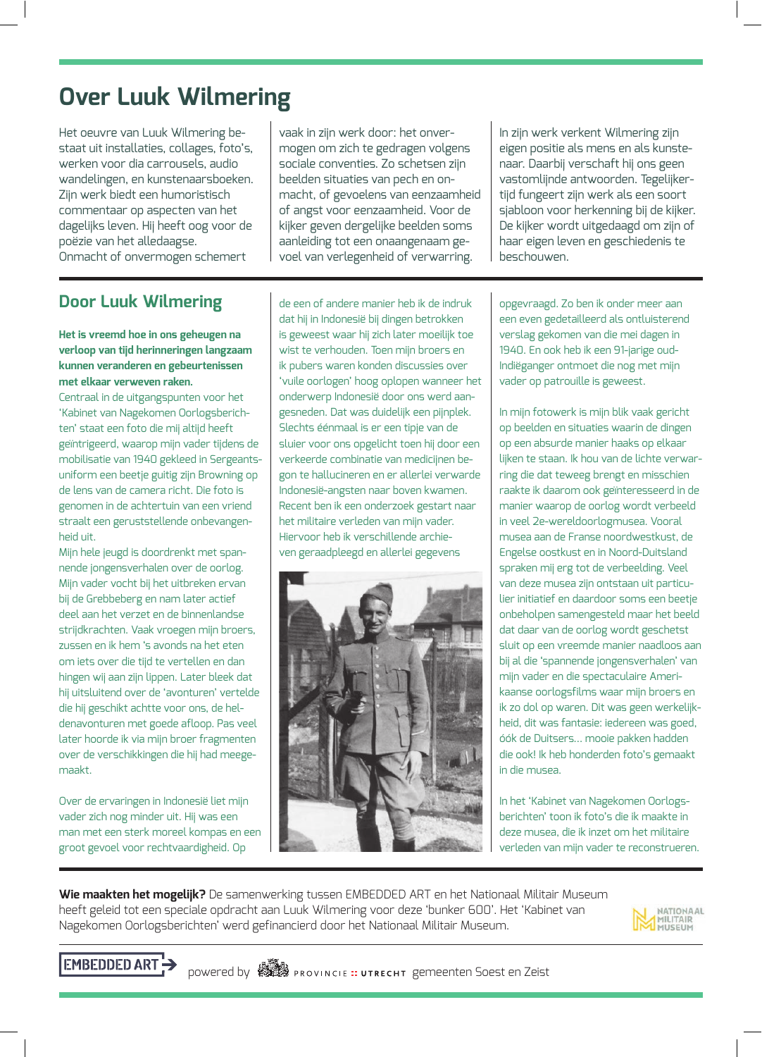# Over Luuk Wilmering

Het oeuvre van Luuk Wilmering bestaat uit installaties, collages, foto's, werken voor dia carrousels, audio wandelingen, en kunstenaarsboeken. Zijn werk biedt een humoristisch commentaar op aspecten van het dagelijks leven. Hij heeft oog voor de poëzie van het alledaagse.
Onmacht of onvermogen schemert vaak in zijn werk door: het onvermogen om zich te gedragen volgens sociale conventies. Zo schetsen zijn beelden situaties van pech en onmacht, of gevoelens van eenzaamheid of angst voor eenzaamheid. Voor de kijker geven dergelijke beelden soms aanleiding tot een onaangenaam gevoel van verlegenheid of verwarring.

In zijn werk verkent Wilmering zijn eigen positie als mens en als kunstenaar. Daarbij verschaft hij ons geen vastomlijnde antwoorden. Tegelijkertijd fungeert zijn werk als een soort sjabloon voor herkenning bij de kijker. De kijker wordt uitgedaagd om zijn of haar eigen leven en geschiedenis te beschouwen.

## Door Luuk Wilmering

**Het is vreemd hoe in ons geheugen na verloop van tijd herinneringen langzaam kunnen veranderen en gebeurtenissen met elkaar verweven raken.**
Centraal in de uitgangspunten voor het 'Kabinet van Nagekomen Oorlogsberichten' staat een foto die mij altijd heeft geïntrigeerd, waarop mijn vader tijdens de mobilisatie van 1940 gekleed in Sergeantsuniform een beetje guitig zijn Browning op de lens van de camera richt. Die foto is genomen in de achtertuin van een vriend straalt een geruststellende onbevangenheid uit.
Mijn hele jeugd is doordrenkt met spannende jongensverhalen over de oorlog. Mijn vader vocht bij het uitbreken ervan bij de Grebbeberg en nam later actief deel aan het verzet en de binnenlandse strijdkrachten. Vaak vroegen mijn broers, zussen en ik hem 's avonds na het eten om iets over die tijd te vertellen en dan hingen wij aan zijn lippen. Later bleek dat hij uitsluitend over de 'avonturen' vertelde die hij geschikt achtte voor ons, de heldenavonturen met goede afloop. Pas veel later hoorde ik via mijn broer fragmenten over de verschikkingen die hij had meegemaakt.

Over de ervaringen in Indonesië liet mijn vader zich nog minder uit. Hij was een man met een sterk moreel kompas en een groot gevoel voor rechtvaardigheid. Op de een of andere manier heb ik de indruk dat hij in Indonesië bij dingen betrokken is geweest waar hij zich later moeilijk toe wist te verhouden. Toen mijn broers en ik pubers waren konden discussies over 'vuile oorlogen' hoog oplopen wanneer het onderwerp Indonesië door ons werd aangesneden. Dat was duidelijk een pijnplek. Slechts éénmaal is er een tipje van de sluier voor ons opgelicht toen hij door een verkeerde combinatie van medicijnen begon te hallucineren en er allerlei verwarde Indonesië-angsten naar boven kwamen.
Recent ben ik een onderzoek gestart naar het militaire verleden van mijn vader. Hiervoor heb ik verschillende archieven geraadpleegd en allerlei gegevens opgevraagd. Zo ben ik onder meer aan een even gedetailleerd als ontluisterend verslag gekomen van die mei dagen in 1940. En ook heb ik een 91-jarige oud-Indiëganger ontmoet die nog met mijn vader op patrouille is geweest.

In mijn fotowerk is mijn blik vaak gericht op beelden en situaties waarin de dingen op een absurde manier haaks op elkaar lijken te staan. Ik hou van de lichte verwarring die dat teweeg brengt en misschien raakte ik daarom ook geïnteresseerd in de manier waarop de oorlog wordt verbeeld in veel 2e-wereldoorlogmusea. Vooral musea aan de Franse noordwestkust, de Engelse oostkust en in Noord-Duitsland spraken mij erg tot de verbeelding. Veel van deze musea zijn ontstaan uit particulier initiatief en daardoor soms een beetje onbeholpen samengesteld maar het beeld dat daar van de oorlog wordt geschetst sluit op een vreemde manier naadloos aan bij al die 'spannende jongensverhalen' van mijn vader en die spectaculaire Amerikaanse oorlogsfilms waar mijn broers en ik zo dol op waren. Dit was geen werkelijkheid, dit was fantasie: iedereen was goed, óók de Duitsers... mooie pakken hadden die ook! Ik heb honderden foto's gemaakt in die musea.

In het 'Kabinet van Nagekomen Oorlogsberichten' toon ik foto's die ik maakte in deze musea, die ik inzet om het militaire verleden van mijn vader te reconstrueren.

**Wie maakten het mogelijk?** De samenwerking tussen EMBEDDED ART en het Nationaal Militair Museum heeft geleid tot een speciale opdracht aan Luuk Wilmering voor deze 'bunker 600'. Het 'Kabinet van Nagekomen Oorlogsberichten' werd gefinancierd door het Nationaal Militair Museum.

NATIONAAL MILITAIR MUSEUM

EMBEDDED ART powered by PROVINCIE :: UTRECHT gemeenten Soest en Zeist